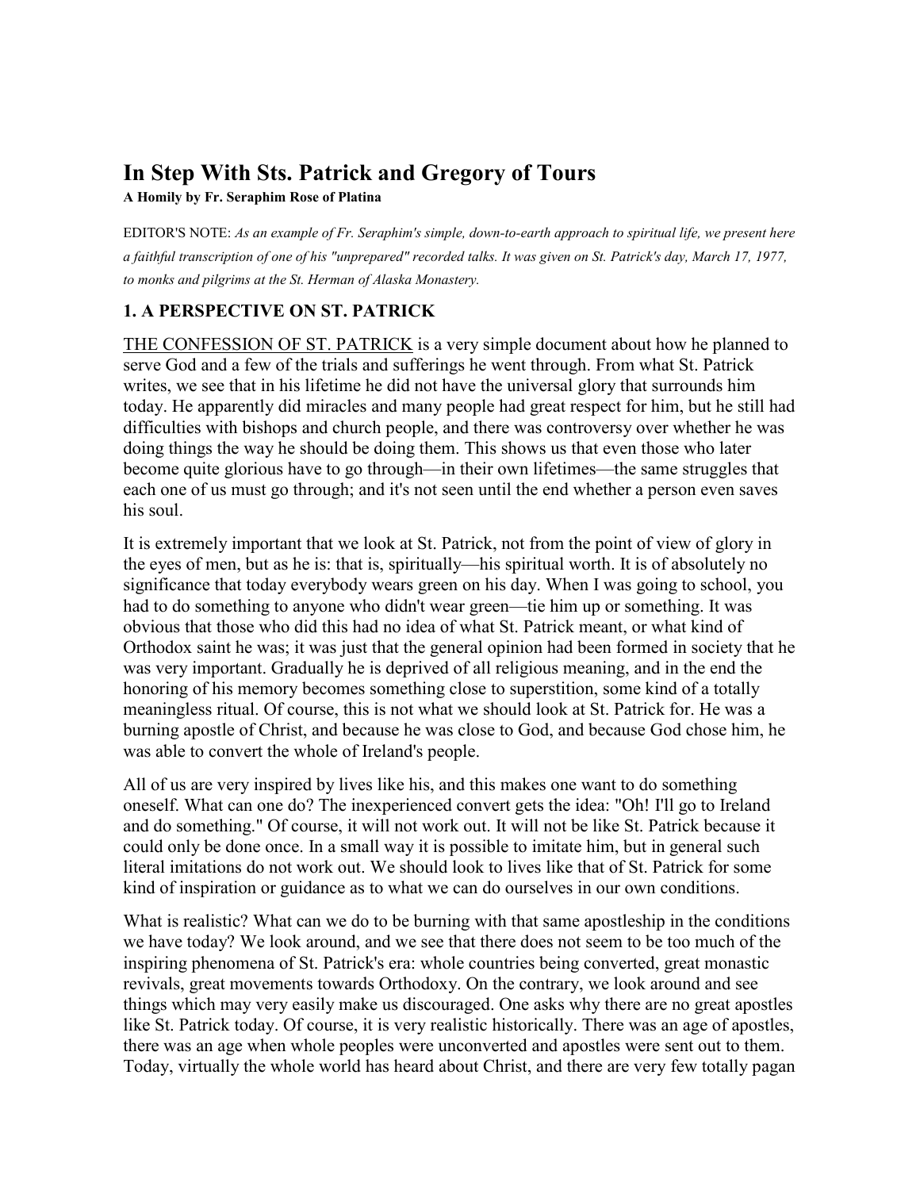# In Step With Sts. Patrick and Gregory of Tours

**A Homily by Fr. Seraphim Rose of Platina**

EDITOR'S NOTE: *As an example of Fr. Seraphim's simple, down-to-earth approach to spiritual life, we present here a faithful transcription of one of his "unprepared" recorded talks. It was given on St. Patrick's day, March 17, 1977, to monks and pilgrims at the St. Herman of Alaska Monastery.*

## 1. A PERSPECTIVE ON ST. PATRICK

THE CONFESSION OF ST. PATRICK is a very simple document about how he planned to serve God and a few of the trials and sufferings he went through. From what St. Patrick writes, we see that in his lifetime he did not have the universal glory that surrounds him today. He apparently did miracles and many people had great respect for him, but he still had difficulties with bishops and church people, and there was controversy over whether he was doing things the way he should be doing them. This shows us that even those who later become quite glorious have to go through—in their own lifetimes—the same struggles that each one of us must go through; and it's not seen until the end whether a person even saves his soul.

It is extremely important that we look at St. Patrick, not from the point of view of glory in the eyes of men, but as he is: that is, spiritually—his spiritual worth. It is of absolutely no significance that today everybody wears green on his day. When I was going to school, you had to do something to anyone who didn't wear green—tie him up or something. It was obvious that those who did this had no idea of what St. Patrick meant, or what kind of Orthodox saint he was; it was just that the general opinion had been formed in society that he was very important. Gradually he is deprived of all religious meaning, and in the end the honoring of his memory becomes something close to superstition, some kind of a totally meaningless ritual. Of course, this is not what we should look at St. Patrick for. He was a burning apostle of Christ, and because he was close to God, and because God chose him, he was able to convert the whole of Ireland's people.

All of us are very inspired by lives like his, and this makes one want to do something oneself. What can one do? The inexperienced convert gets the idea: "Oh! I'll go to Ireland and do something." Of course, it will not work out. It will not be like St. Patrick because it could only be done once. In a small way it is possible to imitate him, but in general such literal imitations do not work out. We should look to lives like that of St. Patrick for some kind of inspiration or guidance as to what we can do ourselves in our own conditions.

What is realistic? What can we do to be burning with that same apostleship in the conditions we have today? We look around, and we see that there does not seem to be too much of the inspiring phenomena of St. Patrick's era: whole countries being converted, great monastic revivals, great movements towards Orthodoxy. On the contrary, we look around and see things which may very easily make us discouraged. One asks why there are no great apostles like St. Patrick today. Of course, it is very realistic historically. There was an age of apostles, there was an age when whole peoples were unconverted and apostles were sent out to them. Today, virtually the whole world has heard about Christ, and there are very few totally pagan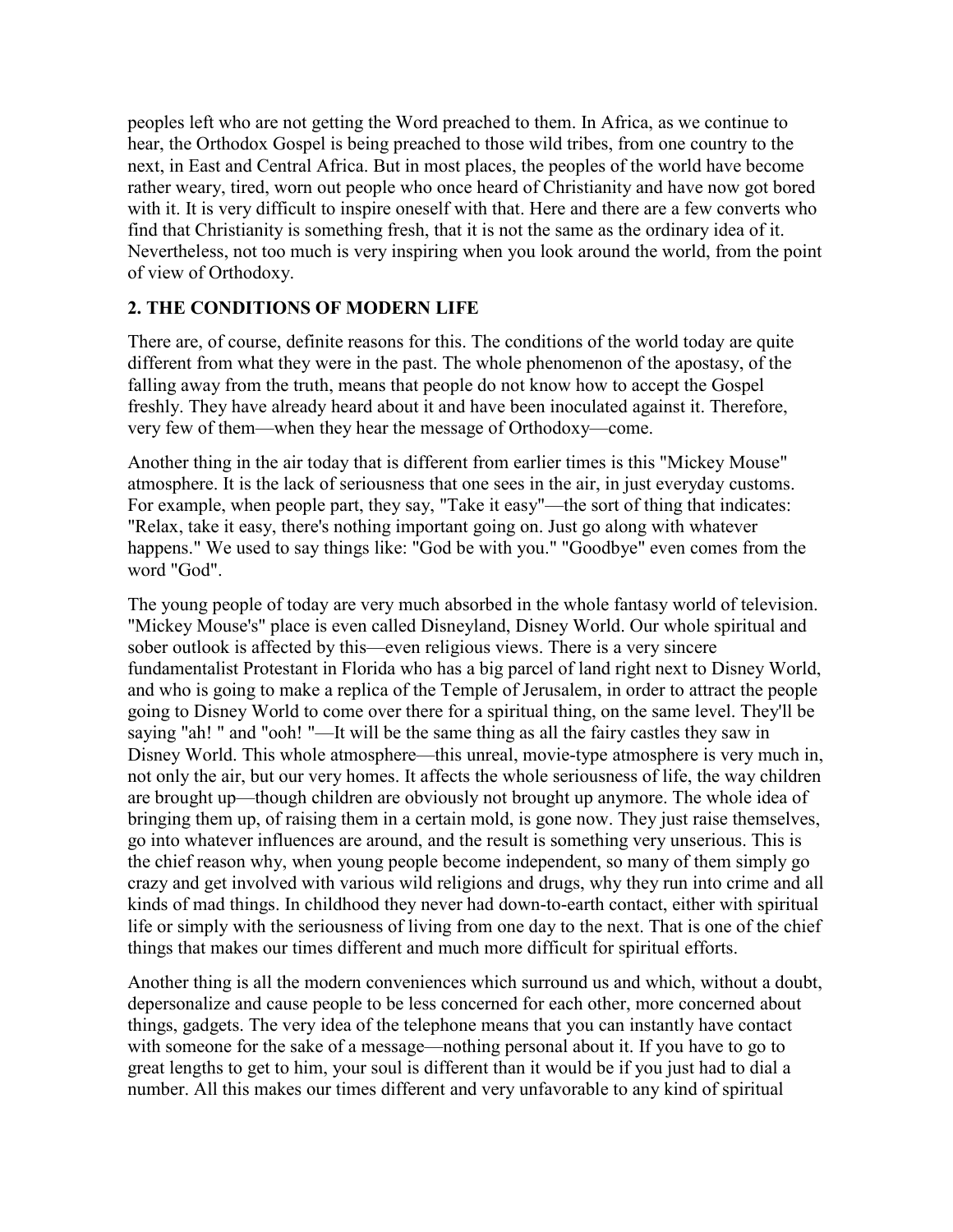peoples left who are not getting the Word preached to them. In Africa, as we continue to hear, the Orthodox Gospel is being preached to those wild tribes, from one country to the next, in East and Central Africa. But in most places, the peoples of the world have become rather weary, tired, worn out people who once heard of Christianity and have now got bored with it. It is very difficult to inspire oneself with that. Here and there are a few converts who find that Christianity is something fresh, that it is not the same as the ordinary idea of it. Nevertheless, not too much is very inspiring when you look around the world, from the point of view of Orthodoxy.

## 2. THE CONDITIONS OF MODERN LIFE

There are, of course, definite reasons for this. The conditions of the world today are quite different from what they were in the past. The whole phenomenon of the apostasy, of the falling away from the truth, means that people do not know how to accept the Gospel freshly. They have already heard about it and have been inoculated against it. Therefore, very few of them—when they hear the message of Orthodoxy—come.

Another thing in the air today that is different from earlier times is this "Mickey Mouse" atmosphere. It is the lack of seriousness that one sees in the air, in just everyday customs. For example, when people part, they say, "Take it easy"—the sort of thing that indicates: "Relax, take it easy, there's nothing important going on. Just go along with whatever happens." We used to say things like: "God be with you." "Goodbye" even comes from the word "God".

The young people of today are very much absorbed in the whole fantasy world of television. "Mickey Mouse's" place is even called Disneyland, Disney World. Our whole spiritual and sober outlook is affected by this—even religious views. There is a very sincere fundamentalist Protestant in Florida who has a big parcel of land right next to Disney World, and who is going to make a replica of the Temple of Jerusalem, in order to attract the people going to Disney World to come over there for a spiritual thing, on the same level. They'll be saying "ah! " and "ooh! "—It will be the same thing as all the fairy castles they saw in Disney World. This whole atmosphere—this unreal, movie-type atmosphere is very much in, not only the air, but our very homes. It affects the whole seriousness of life, the way children are brought up—though children are obviously not brought up anymore. The whole idea of bringing them up, of raising them in a certain mold, is gone now. They just raise themselves, go into whatever influences are around, and the result is something very unserious. This is the chief reason why, when young people become independent, so many of them simply go crazy and get involved with various wild religions and drugs, why they run into crime and all kinds of mad things. In childhood they never had down-to-earth contact, either with spiritual life or simply with the seriousness of living from one day to the next. That is one of the chief things that makes our times different and much more difficult for spiritual efforts.

Another thing is all the modern conveniences which surround us and which, without a doubt, depersonalize and cause people to be less concerned for each other, more concerned about things, gadgets. The very idea of the telephone means that you can instantly have contact with someone for the sake of a message—nothing personal about it. If you have to go to great lengths to get to him, your soul is different than it would be if you just had to dial a number. All this makes our times different and very unfavorable to any kind of spiritual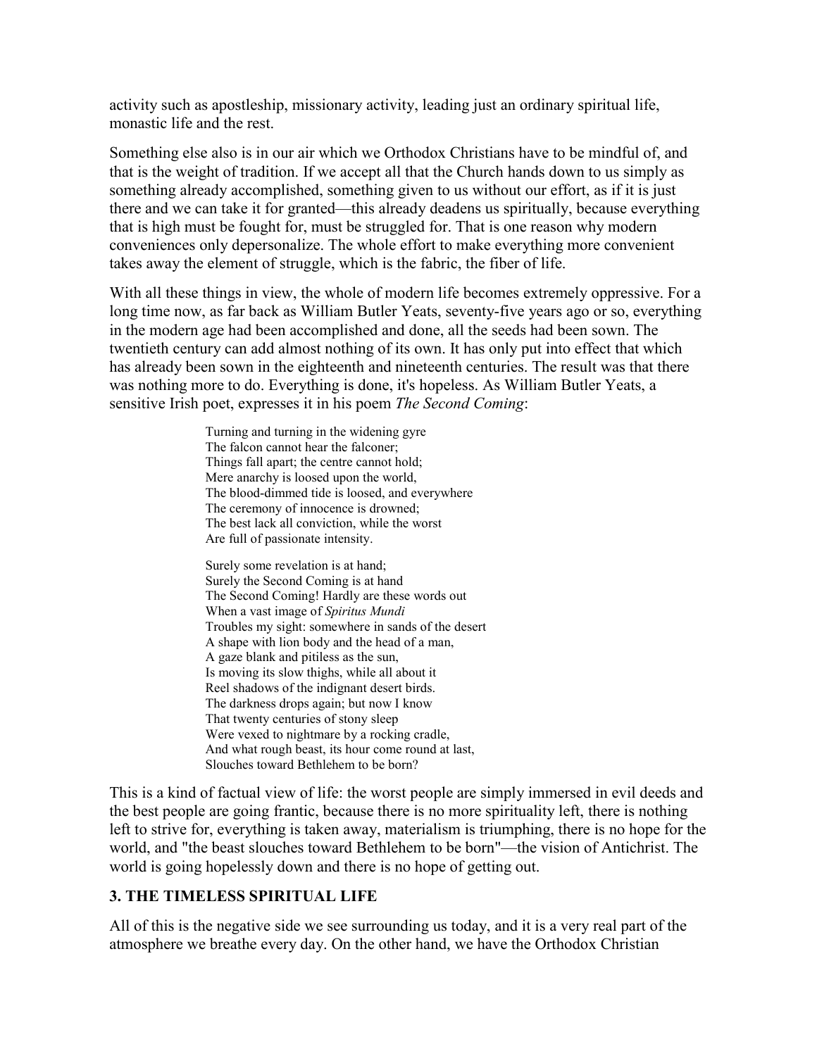activity such as apostleship, missionary activity, leading just an ordinary spiritual life, monastic life and the rest.

Something else also is in our air which we Orthodox Christians have to be mindful of, and that is the weight of tradition. If we accept all that the Church hands down to us simply as something already accomplished, something given to us without our effort, as if it is just there and we can take it for granted—this already deadens us spiritually, because everything that is high must be fought for, must be struggled for. That is one reason why modern conveniences only depersonalize. The whole effort to make everything more convenient takes away the element of struggle, which is the fabric, the fiber of life.

With all these things in view, the whole of modern life becomes extremely oppressive. For a long time now, as far back as William Butler Yeats, seventy-five years ago or so, everything in the modern age had been accomplished and done, all the seeds had been sown. The twentieth century can add almost nothing of its own. It has only put into effect that which has already been sown in the eighteenth and nineteenth centuries. The result was that there was nothing more to do. Everything is done, it's hopeless. As William Butler Yeats, a sensitive Irish poet, expresses it in his poem *The Second Coming*:

> Turning and turning in the widening gyre
> The falcon cannot hear the falconer;
> Things fall apart; the centre cannot hold;
> Mere anarchy is loosed upon the world,
> The blood-dimmed tide is loosed, and everywhere
> The ceremony of innocence is drowned;
> The best lack all conviction, while the worst
> Are full of passionate intensity.
>
> Surely some revelation is at hand;
> Surely the Second Coming is at hand
> The Second Coming! Hardly are these words out
> When a vast image of *Spiritus Mundi*
> Troubles my sight: somewhere in sands of the desert
> A shape with lion body and the head of a man,
> A gaze blank and pitiless as the sun,
> Is moving its slow thighs, while all about it
> Reel shadows of the indignant desert birds.
> The darkness drops again; but now I know
> That twenty centuries of stony sleep
> Were vexed to nightmare by a rocking cradle,
> And what rough beast, its hour come round at last,
> Slouches toward Bethlehem to be born?

This is a kind of factual view of life: the worst people are simply immersed in evil deeds and the best people are going frantic, because there is no more spirituality left, there is nothing left to strive for, everything is taken away, materialism is triumphing, there is no hope for the world, and "the beast slouches toward Bethlehem to be born"—the vision of Antichrist. The world is going hopelessly down and there is no hope of getting out.

### 3. THE TIMELESS SPIRITUAL LIFE

All of this is the negative side we see surrounding us today, and it is a very real part of the atmosphere we breathe every day. On the other hand, we have the Orthodox Christian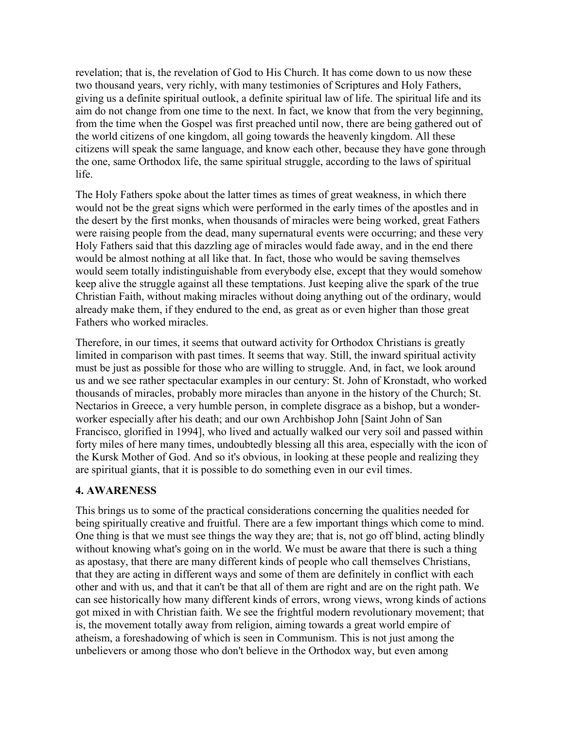revelation; that is, the revelation of God to His Church. It has come down to us now these two thousand years, very richly, with many testimonies of Scriptures and Holy Fathers, giving us a definite spiritual outlook, a definite spiritual law of life. The spiritual life and its aim do not change from one time to the next. In fact, we know that from the very beginning, from the time when the Gospel was first preached until now, there are being gathered out of the world citizens of one kingdom, all going towards the heavenly kingdom. All these citizens will speak the same language, and know each other, because they have gone through the one, same Orthodox life, the same spiritual struggle, according to the laws of spiritual life.

The Holy Fathers spoke about the latter times as times of great weakness, in which there would not be the great signs which were performed in the early times of the apostles and in the desert by the first monks, when thousands of miracles were being worked, great Fathers were raising people from the dead, many supernatural events were occurring; and these very Holy Fathers said that this dazzling age of miracles would fade away, and in the end there would be almost nothing at all like that. In fact, those who would be saving themselves would seem totally indistinguishable from everybody else, except that they would somehow keep alive the struggle against all these temptations. Just keeping alive the spark of the true Christian Faith, without making miracles without doing anything out of the ordinary, would already make them, if they endured to the end, as great as or even higher than those great Fathers who worked miracles.

Therefore, in our times, it seems that outward activity for Orthodox Christians is greatly limited in comparison with past times. It seems that way. Still, the inward spiritual activity must be just as possible for those who are willing to struggle. And, in fact, we look around us and we see rather spectacular examples in our century: St. John of Kronstadt, who worked thousands of miracles, probably more miracles than anyone in the history of the Church; St. Nectarios in Greece, a very humble person, in complete disgrace as a bishop, but a wonder-worker especially after his death; and our own Archbishop John [Saint John of San Francisco, glorified in 1994], who lived and actually walked our very soil and passed within forty miles of here many times, undoubtedly blessing all this area, especially with the icon of the Kursk Mother of God. And so it's obvious, in looking at these people and realizing they are spiritual giants, that it is possible to do something even in our evil times.

## 4. AWARENESS

This brings us to some of the practical considerations concerning the qualities needed for being spiritually creative and fruitful. There are a few important things which come to mind. One thing is that we must see things the way they are; that is, not go off blind, acting blindly without knowing what's going on in the world. We must be aware that there is such a thing as apostasy, that there are many different kinds of people who call themselves Christians, that they are acting in different ways and some of them are definitely in conflict with each other and with us, and that it can't be that all of them are right and are on the right path. We can see historically how many different kinds of errors, wrong views, wrong kinds of actions got mixed in with Christian faith. We see the frightful modern revolutionary movement; that is, the movement totally away from religion, aiming towards a great world empire of atheism, a foreshadowing of which is seen in Communism. This is not just among the unbelievers or among those who don't believe in the Orthodox way, but even among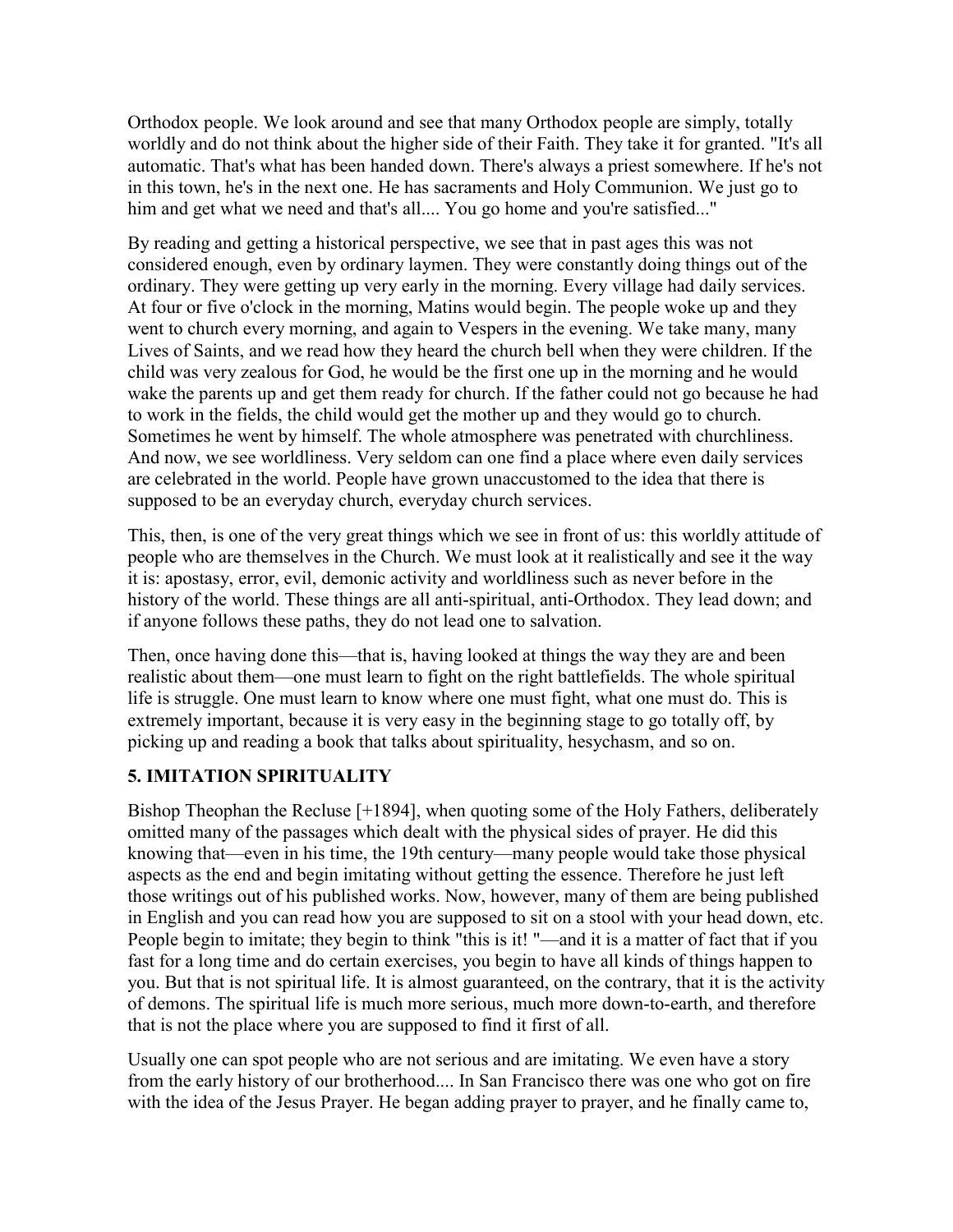Orthodox people. We look around and see that many Orthodox people are simply, totally worldly and do not think about the higher side of their Faith. They take it for granted. "It's all automatic. That's what has been handed down. There's always a priest somewhere. If he's not in this town, he's in the next one. He has sacraments and Holy Communion. We just go to him and get what we need and that's all.... You go home and you're satisfied..."

By reading and getting a historical perspective, we see that in past ages this was not considered enough, even by ordinary laymen. They were constantly doing things out of the ordinary. They were getting up very early in the morning. Every village had daily services. At four or five o'clock in the morning, Matins would begin. The people woke up and they went to church every morning, and again to Vespers in the evening. We take many, many Lives of Saints, and we read how they heard the church bell when they were children. If the child was very zealous for God, he would be the first one up in the morning and he would wake the parents up and get them ready for church. If the father could not go because he had to work in the fields, the child would get the mother up and they would go to church. Sometimes he went by himself. The whole atmosphere was penetrated with churchliness. And now, we see worldliness. Very seldom can one find a place where even daily services are celebrated in the world. People have grown unaccustomed to the idea that there is supposed to be an everyday church, everyday church services.

This, then, is one of the very great things which we see in front of us: this worldly attitude of people who are themselves in the Church. We must look at it realistically and see it the way it is: apostasy, error, evil, demonic activity and worldliness such as never before in the history of the world. These things are all anti-spiritual, anti-Orthodox. They lead down; and if anyone follows these paths, they do not lead one to salvation.

Then, once having done this—that is, having looked at things the way they are and been realistic about them—one must learn to fight on the right battlefields. The whole spiritual life is struggle. One must learn to know where one must fight, what one must do. This is extremely important, because it is very easy in the beginning stage to go totally off, by picking up and reading a book that talks about spirituality, hesychasm, and so on.

## 5. IMITATION SPIRITUALITY

Bishop Theophan the Recluse [+1894], when quoting some of the Holy Fathers, deliberately omitted many of the passages which dealt with the physical sides of prayer. He did this knowing that—even in his time, the 19th century—many people would take those physical aspects as the end and begin imitating without getting the essence. Therefore he just left those writings out of his published works. Now, however, many of them are being published in English and you can read how you are supposed to sit on a stool with your head down, etc. People begin to imitate; they begin to think "this is it! "—and it is a matter of fact that if you fast for a long time and do certain exercises, you begin to have all kinds of things happen to you. But that is not spiritual life. It is almost guaranteed, on the contrary, that it is the activity of demons. The spiritual life is much more serious, much more down-to-earth, and therefore that is not the place where you are supposed to find it first of all.

Usually one can spot people who are not serious and are imitating. We even have a story from the early history of our brotherhood.... In San Francisco there was one who got on fire with the idea of the Jesus Prayer. He began adding prayer to prayer, and he finally came to,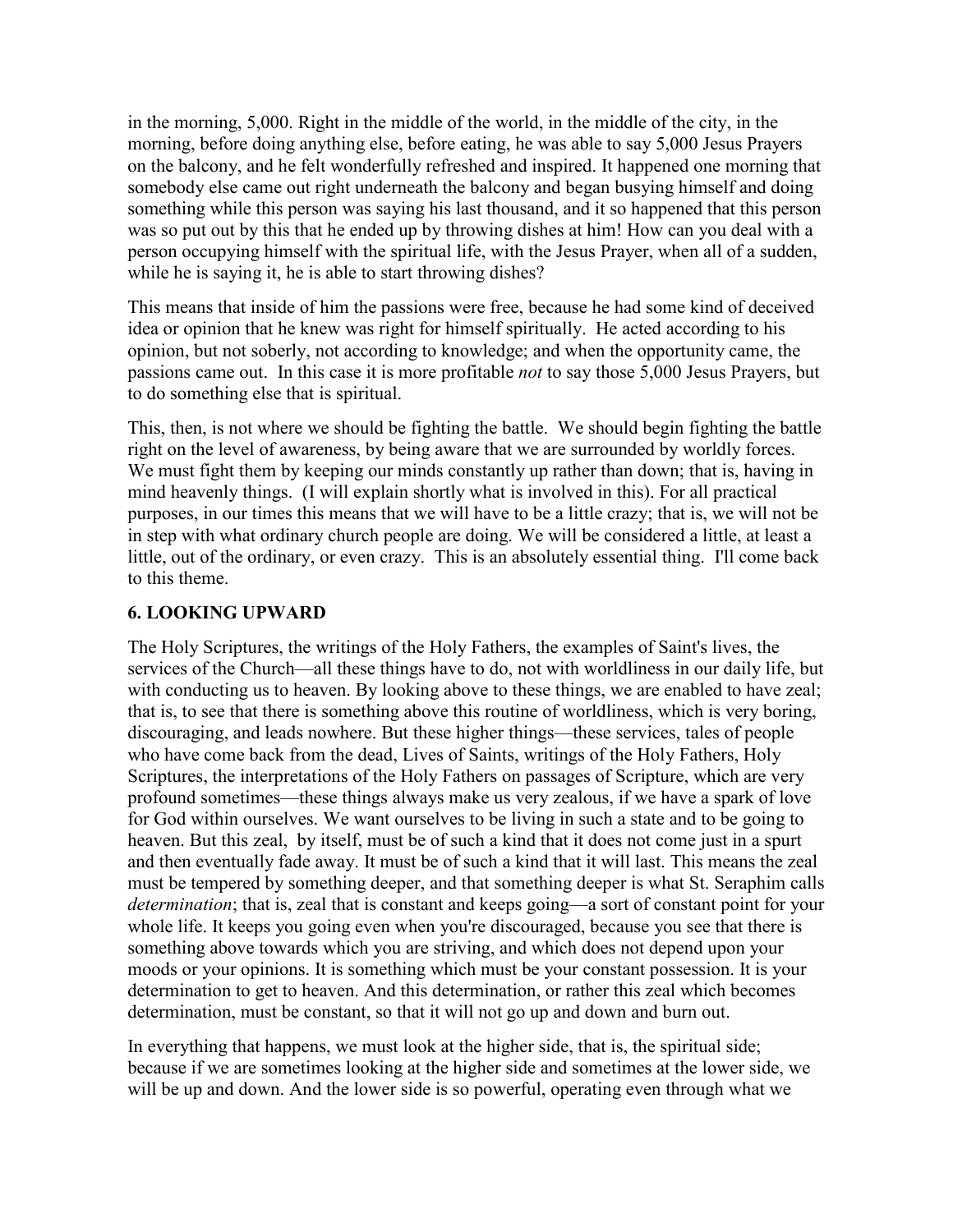in the morning, 5,000. Right in the middle of the world, in the middle of the city, in the morning, before doing anything else, before eating, he was able to say 5,000 Jesus Prayers on the balcony, and he felt wonderfully refreshed and inspired. It happened one morning that somebody else came out right underneath the balcony and began busying himself and doing something while this person was saying his last thousand, and it so happened that this person was so put out by this that he ended up by throwing dishes at him! How can you deal with a person occupying himself with the spiritual life, with the Jesus Prayer, when all of a sudden, while he is saying it, he is able to start throwing dishes?

This means that inside of him the passions were free, because he had some kind of deceived idea or opinion that he knew was right for himself spiritually. He acted according to his opinion, but not soberly, not according to knowledge; and when the opportunity came, the passions came out. In this case it is more profitable *not* to say those 5,000 Jesus Prayers, but to do something else that is spiritual.

This, then, is not where we should be fighting the battle. We should begin fighting the battle right on the level of awareness, by being aware that we are surrounded by worldly forces. We must fight them by keeping our minds constantly up rather than down; that is, having in mind heavenly things. (I will explain shortly what is involved in this). For all practical purposes, in our times this means that we will have to be a little crazy; that is, we will not be in step with what ordinary church people are doing. We will be considered a little, at least a little, out of the ordinary, or even crazy. This is an absolutely essential thing. I'll come back to this theme.

## 6. LOOKING UPWARD

The Holy Scriptures, the writings of the Holy Fathers, the examples of Saint's lives, the services of the Church—all these things have to do, not with worldliness in our daily life, but with conducting us to heaven. By looking above to these things, we are enabled to have zeal; that is, to see that there is something above this routine of worldliness, which is very boring, discouraging, and leads nowhere. But these higher things—these services, tales of people who have come back from the dead, Lives of Saints, writings of the Holy Fathers, Holy Scriptures, the interpretations of the Holy Fathers on passages of Scripture, which are very profound sometimes—these things always make us very zealous, if we have a spark of love for God within ourselves. We want ourselves to be living in such a state and to be going to heaven. But this zeal, by itself, must be of such a kind that it does not come just in a spurt and then eventually fade away. It must be of such a kind that it will last. This means the zeal must be tempered by something deeper, and that something deeper is what St. Seraphim calls *determination*; that is, zeal that is constant and keeps going—a sort of constant point for your whole life. It keeps you going even when you're discouraged, because you see that there is something above towards which you are striving, and which does not depend upon your moods or your opinions. It is something which must be your constant possession. It is your determination to get to heaven. And this determination, or rather this zeal which becomes determination, must be constant, so that it will not go up and down and burn out.

In everything that happens, we must look at the higher side, that is, the spiritual side; because if we are sometimes looking at the higher side and sometimes at the lower side, we will be up and down. And the lower side is so powerful, operating even through what we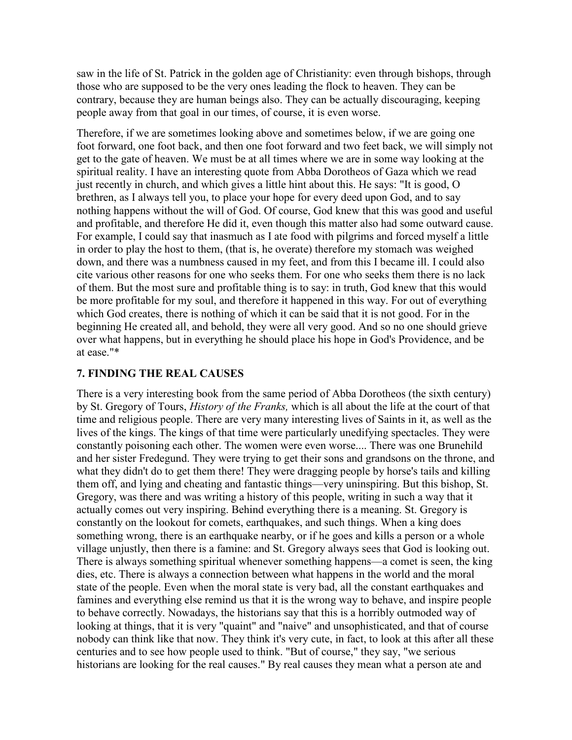saw in the life of St. Patrick in the golden age of Christianity: even through bishops, through those who are supposed to be the very ones leading the flock to heaven. They can be contrary, because they are human beings also. They can be actually discouraging, keeping people away from that goal in our times, of course, it is even worse.

Therefore, if we are sometimes looking above and sometimes below, if we are going one foot forward, one foot back, and then one foot forward and two feet back, we will simply not get to the gate of heaven. We must be at all times where we are in some way looking at the spiritual reality. I have an interesting quote from Abba Dorotheos of Gaza which we read just recently in church, and which gives a little hint about this. He says: "It is good, O brethren, as I always tell you, to place your hope for every deed upon God, and to say nothing happens without the will of God. Of course, God knew that this was good and useful and profitable, and therefore He did it, even though this matter also had some outward cause. For example, I could say that inasmuch as I ate food with pilgrims and forced myself a little in order to play the host to them, (that is, he overate) therefore my stomach was weighed down, and there was a numbness caused in my feet, and from this I became ill. I could also cite various other reasons for one who seeks them. For one who seeks them there is no lack of them. But the most sure and profitable thing is to say: in truth, God knew that this would be more profitable for my soul, and therefore it happened in this way. For out of everything which God creates, there is nothing of which it can be said that it is not good. For in the beginning He created all, and behold, they were all very good. And so no one should grieve over what happens, but in everything he should place his hope in God's Providence, and be at ease."*

## 7. FINDING THE REAL CAUSES

There is a very interesting book from the same period of Abba Dorotheos (the sixth century) by St. Gregory of Tours, *History of the Franks,* which is all about the life at the court of that time and religious people. There are very many interesting lives of Saints in it, as well as the lives of the kings. The kings of that time were particularly unedifying spectacles. They were constantly poisoning each other. The women were even worse.... There was one Brunehild and her sister Fredegund. They were trying to get their sons and grandsons on the throne, and what they didn't do to get them there! They were dragging people by horse's tails and killing them off, and lying and cheating and fantastic things—very uninspiring. But this bishop, St. Gregory, was there and was writing a history of this people, writing in such a way that it actually comes out very inspiring. Behind everything there is a meaning. St. Gregory is constantly on the lookout for comets, earthquakes, and such things. When a king does something wrong, there is an earthquake nearby, or if he goes and kills a person or a whole village unjustly, then there is a famine: and St. Gregory always sees that God is looking out. There is always something spiritual whenever something happens—a comet is seen, the king dies, etc. There is always a connection between what happens in the world and the moral state of the people. Even when the moral state is very bad, all the constant earthquakes and famines and everything else remind us that it is the wrong way to behave, and inspire people to behave correctly. Nowadays, the historians say that this is a horribly outmoded way of looking at things, that it is very "quaint" and "naive" and unsophisticated, and that of course nobody can think like that now. They think it's very cute, in fact, to look at this after all these centuries and to see how people used to think. "But of course," they say, "we serious historians are looking for the real causes." By real causes they mean what a person ate and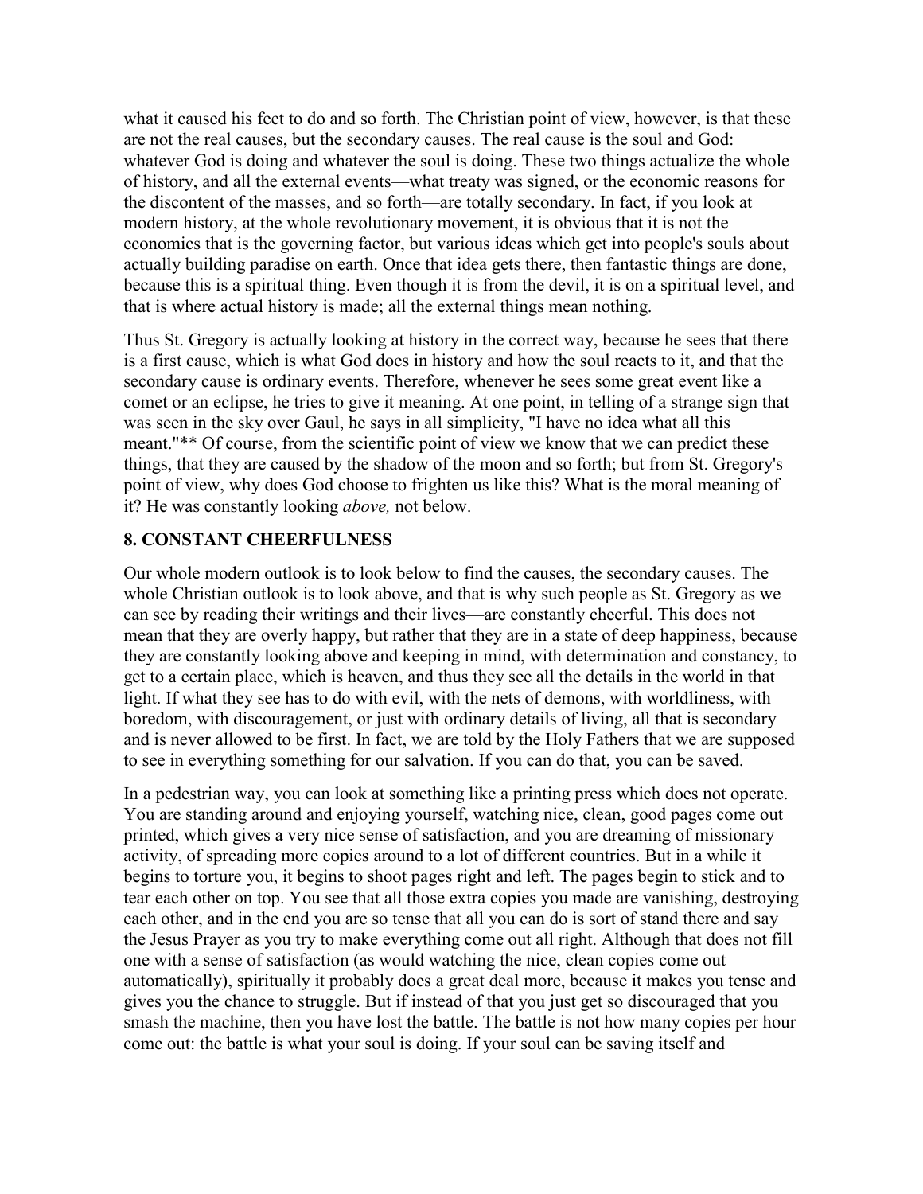what it caused his feet to do and so forth. The Christian point of view, however, is that these are not the real causes, but the secondary causes. The real cause is the soul and God: whatever God is doing and whatever the soul is doing. These two things actualize the whole of history, and all the external events—what treaty was signed, or the economic reasons for the discontent of the masses, and so forth—are totally secondary. In fact, if you look at modern history, at the whole revolutionary movement, it is obvious that it is not the economics that is the governing factor, but various ideas which get into people's souls about actually building paradise on earth. Once that idea gets there, then fantastic things are done, because this is a spiritual thing. Even though it is from the devil, it is on a spiritual level, and that is where actual history is made; all the external things mean nothing.

Thus St. Gregory is actually looking at history in the correct way, because he sees that there is a first cause, which is what God does in history and how the soul reacts to it, and that the secondary cause is ordinary events. Therefore, whenever he sees some great event like a comet or an eclipse, he tries to give it meaning. At one point, in telling of a strange sign that was seen in the sky over Gaul, he says in all simplicity, "I have no idea what all this meant."** Of course, from the scientific point of view we know that we can predict these things, that they are caused by the shadow of the moon and so forth; but from St. Gregory's point of view, why does God choose to frighten us like this? What is the moral meaning of it? He was constantly looking *above,* not below.

## 8. CONSTANT CHEERFULNESS

Our whole modern outlook is to look below to find the causes, the secondary causes. The whole Christian outlook is to look above, and that is why such people as St. Gregory as we can see by reading their writings and their lives—are constantly cheerful. This does not mean that they are overly happy, but rather that they are in a state of deep happiness, because they are constantly looking above and keeping in mind, with determination and constancy, to get to a certain place, which is heaven, and thus they see all the details in the world in that light. If what they see has to do with evil, with the nets of demons, with worldliness, with boredom, with discouragement, or just with ordinary details of living, all that is secondary and is never allowed to be first. In fact, we are told by the Holy Fathers that we are supposed to see in everything something for our salvation. If you can do that, you can be saved.

In a pedestrian way, you can look at something like a printing press which does not operate. You are standing around and enjoying yourself, watching nice, clean, good pages come out printed, which gives a very nice sense of satisfaction, and you are dreaming of missionary activity, of spreading more copies around to a lot of different countries. But in a while it begins to torture you, it begins to shoot pages right and left. The pages begin to stick and to tear each other on top. You see that all those extra copies you made are vanishing, destroying each other, and in the end you are so tense that all you can do is sort of stand there and say the Jesus Prayer as you try to make everything come out all right. Although that does not fill one with a sense of satisfaction (as would watching the nice, clean copies come out automatically), spiritually it probably does a great deal more, because it makes you tense and gives you the chance to struggle. But if instead of that you just get so discouraged that you smash the machine, then you have lost the battle. The battle is not how many copies per hour come out: the battle is what your soul is doing. If your soul can be saving itself and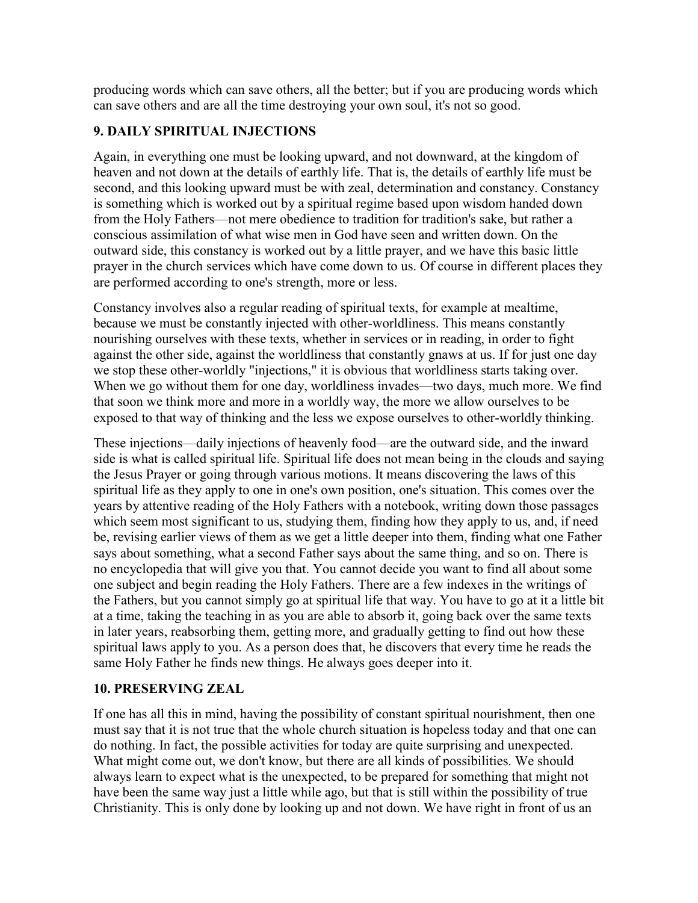producing words which can save others, all the better; but if you are producing words which can save others and are all the time destroying your own soul, it's not so good.

## 9. DAILY SPIRITUAL INJECTIONS

Again, in everything one must be looking upward, and not downward, at the kingdom of heaven and not down at the details of earthly life. That is, the details of earthly life must be second, and this looking upward must be with zeal, determination and constancy. Constancy is something which is worked out by a spiritual regime based upon wisdom handed down from the Holy Fathers—not mere obedience to tradition for tradition's sake, but rather a conscious assimilation of what wise men in God have seen and written down. On the outward side, this constancy is worked out by a little prayer, and we have this basic little prayer in the church services which have come down to us. Of course in different places they are performed according to one's strength, more or less.

Constancy involves also a regular reading of spiritual texts, for example at mealtime, because we must be constantly injected with other-worldliness. This means constantly nourishing ourselves with these texts, whether in services or in reading, in order to fight against the other side, against the worldliness that constantly gnaws at us. If for just one day we stop these other-worldly "injections," it is obvious that worldliness starts taking over. When we go without them for one day, worldliness invades—two days, much more. We find that soon we think more and more in a worldly way, the more we allow ourselves to be exposed to that way of thinking and the less we expose ourselves to other-worldly thinking.

These injections—daily injections of heavenly food—are the outward side, and the inward side is what is called spiritual life. Spiritual life does not mean being in the clouds and saying the Jesus Prayer or going through various motions. It means discovering the laws of this spiritual life as they apply to one in one's own position, one's situation. This comes over the years by attentive reading of the Holy Fathers with a notebook, writing down those passages which seem most significant to us, studying them, finding how they apply to us, and, if need be, revising earlier views of them as we get a little deeper into them, finding what one Father says about something, what a second Father says about the same thing, and so on. There is no encyclopedia that will give you that. You cannot decide you want to find all about some one subject and begin reading the Holy Fathers. There are a few indexes in the writings of the Fathers, but you cannot simply go at spiritual life that way. You have to go at it a little bit at a time, taking the teaching in as you are able to absorb it, going back over the same texts in later years, reabsorbing them, getting more, and gradually getting to find out how these spiritual laws apply to you. As a person does that, he discovers that every time he reads the same Holy Father he finds new things. He always goes deeper into it.

## 10. PRESERVING ZEAL

If one has all this in mind, having the possibility of constant spiritual nourishment, then one must say that it is not true that the whole church situation is hopeless today and that one can do nothing. In fact, the possible activities for today are quite surprising and unexpected. What might come out, we don't know, but there are all kinds of possibilities. We should always learn to expect what is the unexpected, to be prepared for something that might not have been the same way just a little while ago, but that is still within the possibility of true Christianity. This is only done by looking up and not down. We have right in front of us an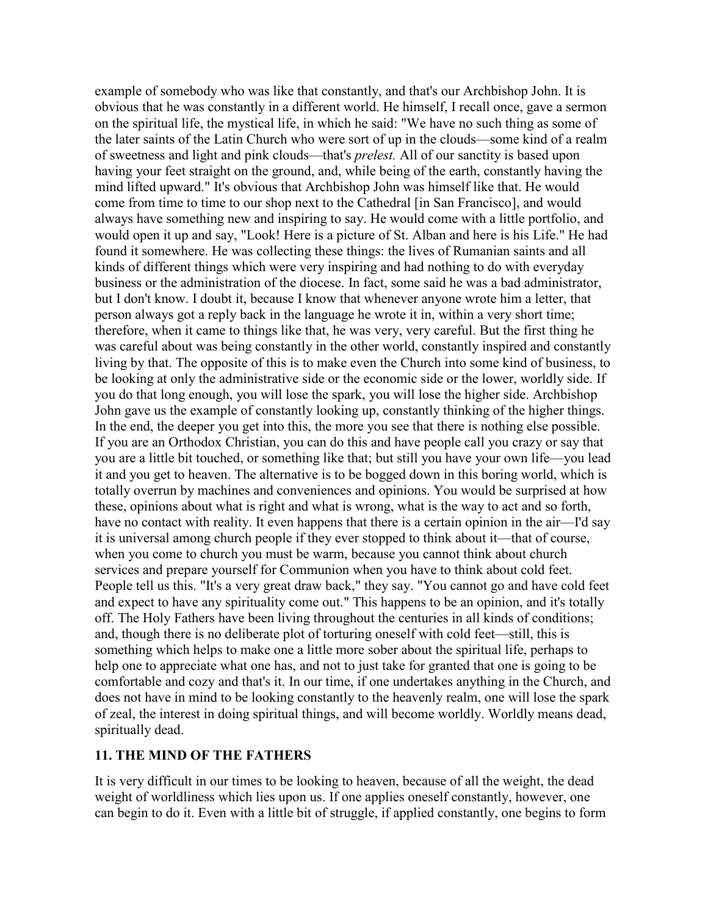example of somebody who was like that constantly, and that's our Archbishop John. It is obvious that he was constantly in a different world. He himself, I recall once, gave a sermon on the spiritual life, the mystical life, in which he said: "We have no such thing as some of the later saints of the Latin Church who were sort of up in the clouds—some kind of a realm of sweetness and light and pink clouds—that's *prelest.* All of our sanctity is based upon having your feet straight on the ground, and, while being of the earth, constantly having the mind lifted upward." It's obvious that Archbishop John was himself like that. He would come from time to time to our shop next to the Cathedral [in San Francisco], and would always have something new and inspiring to say. He would come with a little portfolio, and would open it up and say, "Look! Here is a picture of St. Alban and here is his Life." He had found it somewhere. He was collecting these things: the lives of Rumanian saints and all kinds of different things which were very inspiring and had nothing to do with everyday business or the administration of the diocese. In fact, some said he was a bad administrator, but I don't know. I doubt it, because I know that whenever anyone wrote him a letter, that person always got a reply back in the language he wrote it in, within a very short time; therefore, when it came to things like that, he was very, very careful. But the first thing he was careful about was being constantly in the other world, constantly inspired and constantly living by that. The opposite of this is to make even the Church into some kind of business, to be looking at only the administrative side or the economic side or the lower, worldly side. If you do that long enough, you will lose the spark, you will lose the higher side. Archbishop John gave us the example of constantly looking up, constantly thinking of the higher things. In the end, the deeper you get into this, the more you see that there is nothing else possible. If you are an Orthodox Christian, you can do this and have people call you crazy or say that you are a little bit touched, or something like that; but still you have your own life—you lead it and you get to heaven. The alternative is to be bogged down in this boring world, which is totally overrun by machines and conveniences and opinions. You would be surprised at how these, opinions about what is right and what is wrong, what is the way to act and so forth, have no contact with reality. It even happens that there is a certain opinion in the air—I'd say it is universal among church people if they ever stopped to think about it—that of course, when you come to church you must be warm, because you cannot think about church services and prepare yourself for Communion when you have to think about cold feet. People tell us this. "It's a very great draw back," they say. "You cannot go and have cold feet and expect to have any spirituality come out." This happens to be an opinion, and it's totally off. The Holy Fathers have been living throughout the centuries in all kinds of conditions; and, though there is no deliberate plot of torturing oneself with cold feet—still, this is something which helps to make one a little more sober about the spiritual life, perhaps to help one to appreciate what one has, and not to just take for granted that one is going to be comfortable and cozy and that's it. In our time, if one undertakes anything in the Church, and does not have in mind to be looking constantly to the heavenly realm, one will lose the spark of zeal, the interest in doing spiritual things, and will become worldly. Worldly means dead, spiritually dead.

## 11. THE MIND OF THE FATHERS

It is very difficult in our times to be looking to heaven, because of all the weight, the dead weight of worldliness which lies upon us. If one applies oneself constantly, however, one can begin to do it. Even with a little bit of struggle, if applied constantly, one begins to form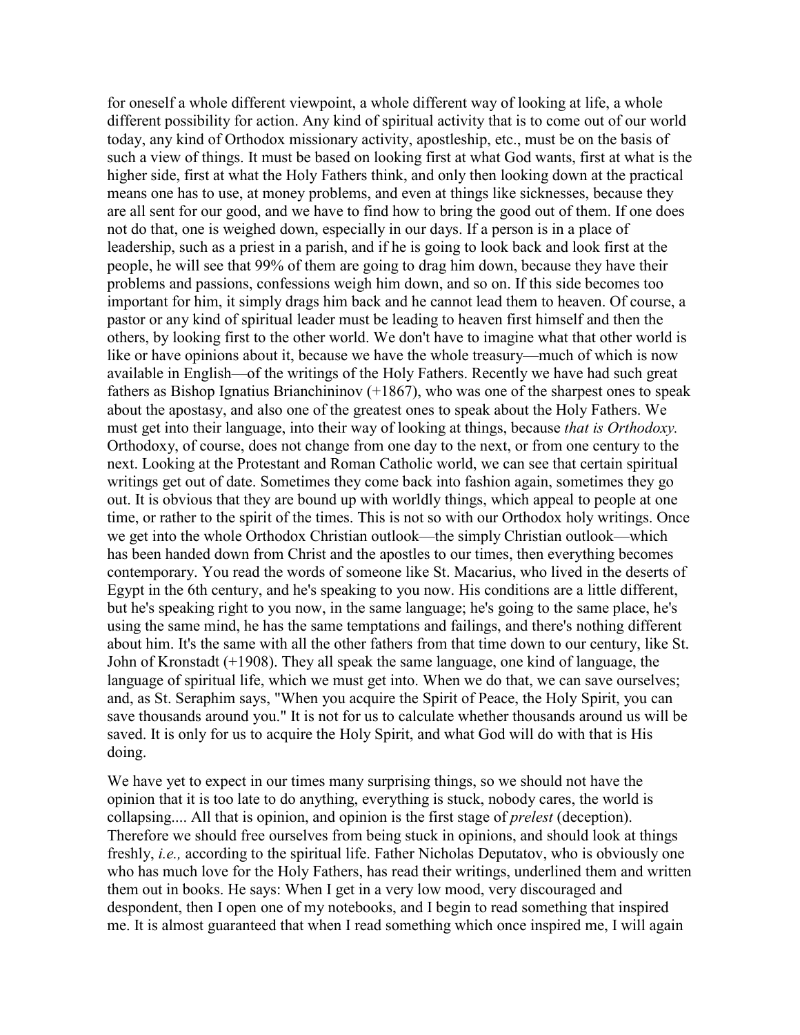for oneself a whole different viewpoint, a whole different way of looking at life, a whole different possibility for action. Any kind of spiritual activity that is to come out of our world today, any kind of Orthodox missionary activity, apostleship, etc., must be on the basis of such a view of things. It must be based on looking first at what God wants, first at what is the higher side, first at what the Holy Fathers think, and only then looking down at the practical means one has to use, at money problems, and even at things like sicknesses, because they are all sent for our good, and we have to find how to bring the good out of them. If one does not do that, one is weighed down, especially in our days. If a person is in a place of leadership, such as a priest in a parish, and if he is going to look back and look first at the people, he will see that 99% of them are going to drag him down, because they have their problems and passions, confessions weigh him down, and so on. If this side becomes too important for him, it simply drags him back and he cannot lead them to heaven. Of course, a pastor or any kind of spiritual leader must be leading to heaven first himself and then the others, by looking first to the other world. We don't have to imagine what that other world is like or have opinions about it, because we have the whole treasury—much of which is now available in English—of the writings of the Holy Fathers. Recently we have had such great fathers as Bishop Ignatius Brianchininov (+1867), who was one of the sharpest ones to speak about the apostasy, and also one of the greatest ones to speak about the Holy Fathers. We must get into their language, into their way of looking at things, because *that is Orthodoxy.* Orthodoxy, of course, does not change from one day to the next, or from one century to the next. Looking at the Protestant and Roman Catholic world, we can see that certain spiritual writings get out of date. Sometimes they come back into fashion again, sometimes they go out. It is obvious that they are bound up with worldly things, which appeal to people at one time, or rather to the spirit of the times. This is not so with our Orthodox holy writings. Once we get into the whole Orthodox Christian outlook—the simply Christian outlook—which has been handed down from Christ and the apostles to our times, then everything becomes contemporary. You read the words of someone like St. Macarius, who lived in the deserts of Egypt in the 6th century, and he's speaking to you now. His conditions are a little different, but he's speaking right to you now, in the same language; he's going to the same place, he's using the same mind, he has the same temptations and failings, and there's nothing different about him. It's the same with all the other fathers from that time down to our century, like St. John of Kronstadt (+1908). They all speak the same language, one kind of language, the language of spiritual life, which we must get into. When we do that, we can save ourselves; and, as St. Seraphim says, "When you acquire the Spirit of Peace, the Holy Spirit, you can save thousands around you." It is not for us to calculate whether thousands around us will be saved. It is only for us to acquire the Holy Spirit, and what God will do with that is His doing.

We have yet to expect in our times many surprising things, so we should not have the opinion that it is too late to do anything, everything is stuck, nobody cares, the world is collapsing.... All that is opinion, and opinion is the first stage of *prelest* (deception). Therefore we should free ourselves from being stuck in opinions, and should look at things freshly, *i.e.,* according to the spiritual life. Father Nicholas Deputatov, who is obviously one who has much love for the Holy Fathers, has read their writings, underlined them and written them out in books. He says: When I get in a very low mood, very discouraged and despondent, then I open one of my notebooks, and I begin to read something that inspired me. It is almost guaranteed that when I read something which once inspired me, I will again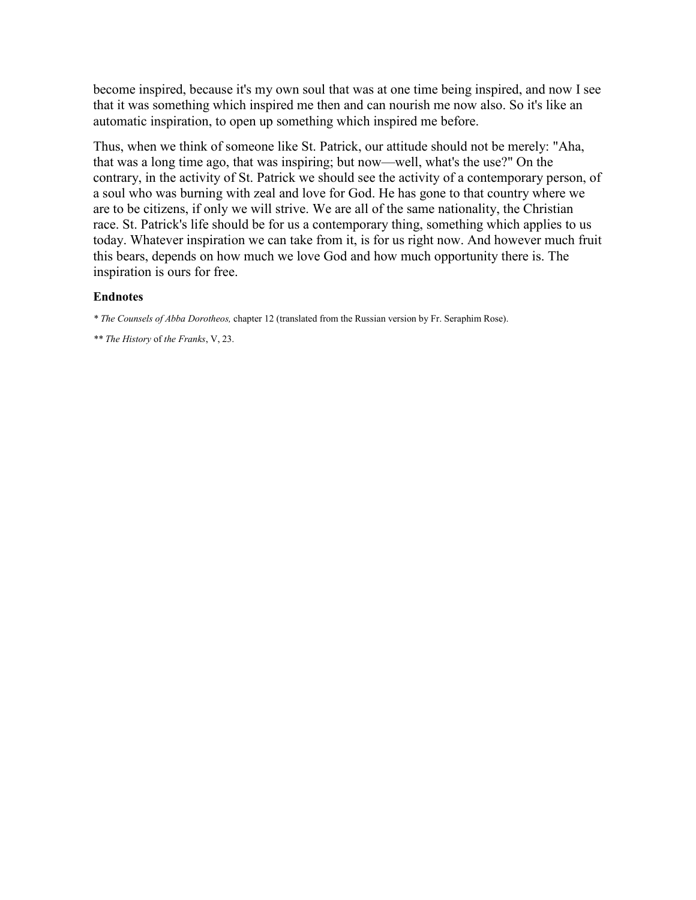become inspired, because it's my own soul that was at one time being inspired, and now I see that it was something which inspired me then and can nourish me now also. So it's like an automatic inspiration, to open up something which inspired me before.

Thus, when we think of someone like St. Patrick, our attitude should not be merely: "Aha, that was a long time ago, that was inspiring; but now—well, what's the use?" On the contrary, in the activity of St. Patrick we should see the activity of a contemporary person, of a soul who was burning with zeal and love for God. He has gone to that country where we are to be citizens, if only we will strive. We are all of the same nationality, the Christian race. St. Patrick's life should be for us a contemporary thing, something which applies to us today. Whatever inspiration we can take from it, is for us right now. And however much fruit this bears, depends on how much we love God and how much opportunity there is. The inspiration is ours for free.

**Endnotes**

* *The Counsels of Abba Dorotheos,* chapter 12 (translated from the Russian version by Fr. Seraphim Rose).

** *The History* of *the Franks*, V, 23.